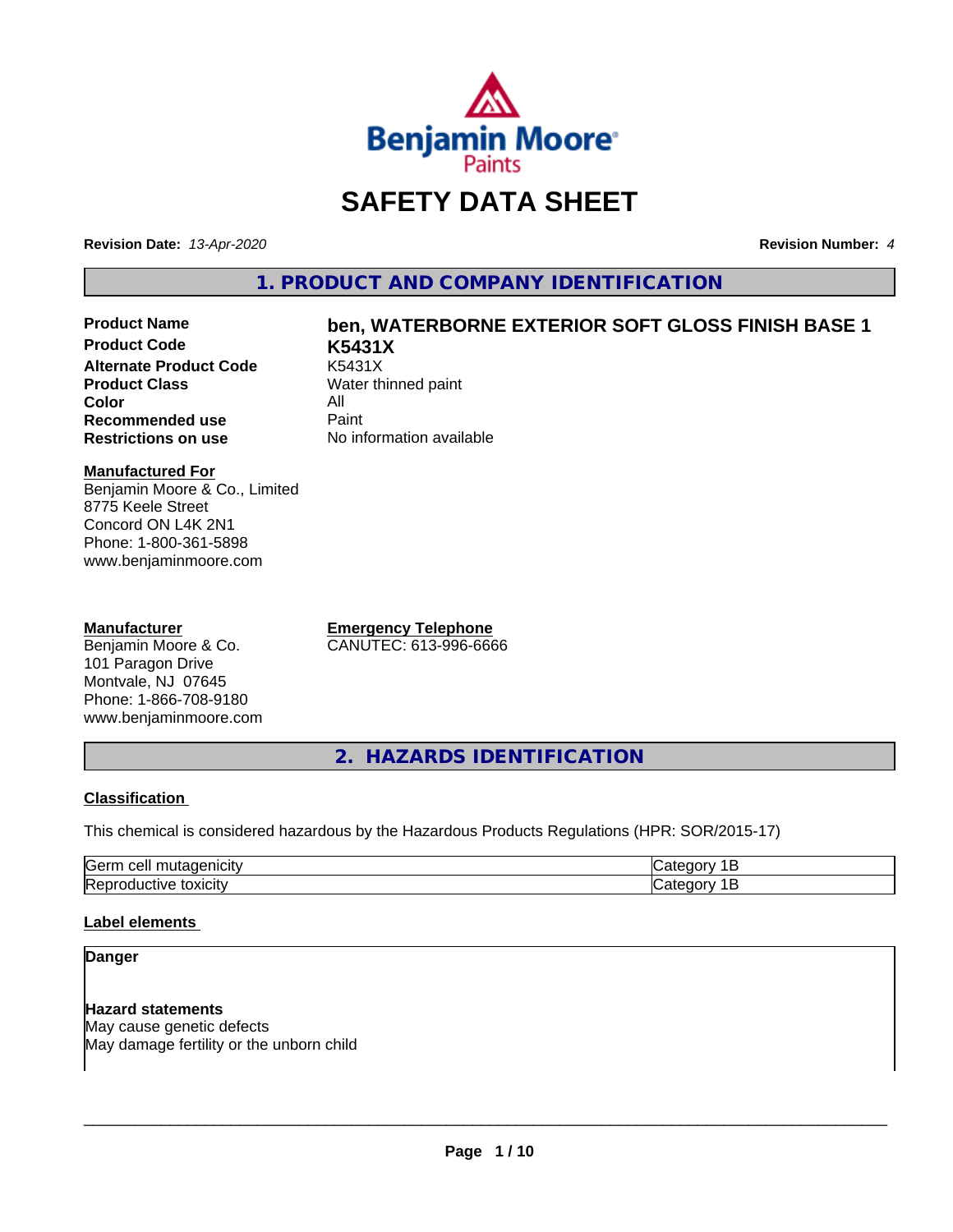# SAFETY DATA SHEET

**Revision Date:** *13-Apr-2020*

**Revision Number:** *4*

## 1. PRODUCT AND COMPANY IDENTIFICATION

| | |
|---|---|
| **Product Name** | **ben, WATERBORNE EXTERIOR SOFT GLOSS FINISH BASE 1** |
| **Product Code** | **K5431X** |
| **Alternate Product Code** | K5431X |
| **Product Class** | Water thinned paint |
| **Color** | All |
| **Recommended use** | Paint |
| **Restrictions on use** | No information available |

**Manufactured For**
Benjamin Moore & Co., Limited
8775 Keele Street
Concord ON L4K 2N1
Phone: 1-800-361-5898
www.benjaminmoore.com

**Manufacturer**
Benjamin Moore & Co.
101 Paragon Drive
Montvale, NJ 07645
Phone: 1-866-708-9180
www.benjaminmoore.com

**Emergency Telephone**
CANUTEC: 613-996-6666

## 2. HAZARDS IDENTIFICATION

**Classification**

This chemical is considered hazardous by the Hazardous Products Regulations (HPR: SOR/2015-17)

| | |
|---|---|
| Germ cell mutagenicity | Category 1B |
| Reproductive toxicity | Category 1B |

**Label elements**

**Danger**

**Hazard statements**
May cause genetic defects
May damage fertility or the unborn child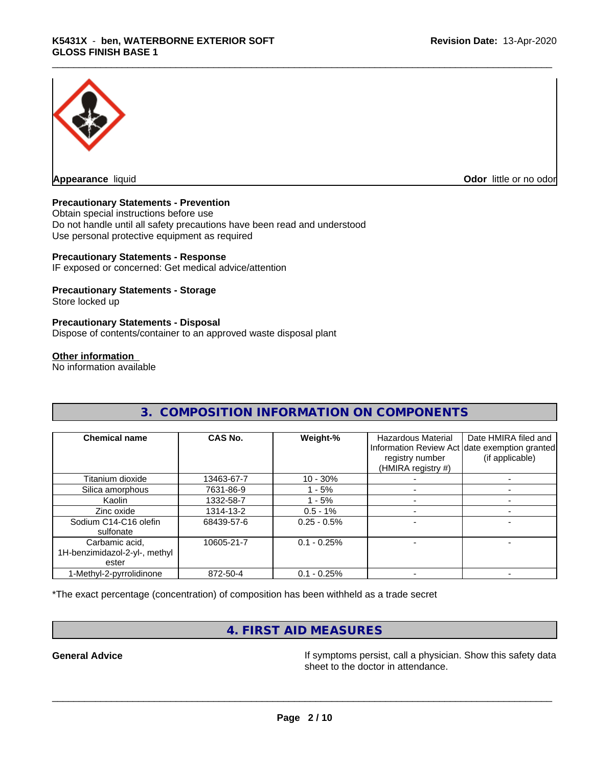**Appearance** liquid

**Odor** little or no odor

**Precautionary Statements - Prevention**

Obtain special instructions before use
Do not handle until all safety precautions have been read and understood
Use personal protective equipment as required

**Precautionary Statements - Response**

IF exposed or concerned: Get medical advice/attention

**Precautionary Statements - Storage**

Store locked up

**Precautionary Statements - Disposal**

Dispose of contents/container to an approved waste disposal plant

**Other information**

No information available

## 3. COMPOSITION INFORMATION ON COMPONENTS

| Chemical name | CAS No. | Weight-% | Hazardous Material Information Review Act registry number (HMIRA registry #) | Date HMIRA filed and date exemption granted (if applicable) |
|---|---|---|---|---|
| Titanium dioxide | 13463-67-7 | 10 - 30% | - | - |
| Silica amorphous | 7631-86-9 | 1 - 5% | - | - |
| Kaolin | 1332-58-7 | 1 - 5% | - | - |
| Zinc oxide | 1314-13-2 | 0.5 - 1% | - | - |
| Sodium C14-C16 olefin sulfonate | 68439-57-6 | 0.25 - 0.5% | - | - |
| Carbamic acid, 1H-benzimidazol-2-yl-, methyl ester | 10605-21-7 | 0.1 - 0.25% | - | - |
| 1-Methyl-2-pyrrolidinone | 872-50-4 | 0.1 - 0.25% | - | - |

*The exact percentage (concentration) of composition has been withheld as a trade secret

## 4. FIRST AID MEASURES

**General Advice** If symptoms persist, call a physician. Show this safety data sheet to the doctor in attendance.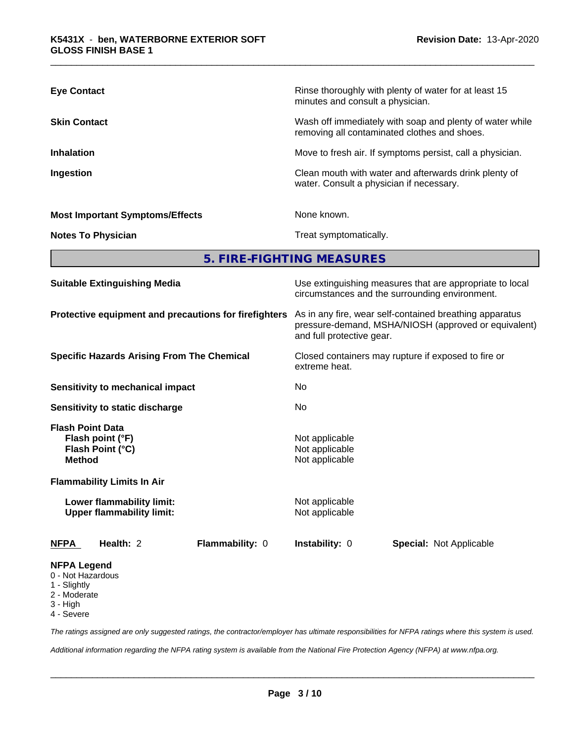| | |
|---|---|
| **Eye Contact** | Rinse thoroughly with plenty of water for at least 15 minutes and consult a physician. |
| **Skin Contact** | Wash off immediately with soap and plenty of water while removing all contaminated clothes and shoes. |
| **Inhalation** | Move to fresh air. If symptoms persist, call a physician. |
| **Ingestion** | Clean mouth with water and afterwards drink plenty of water. Consult a physician if necessary. |
| **Most Important Symptoms/Effects** | None known. |
| **Notes To Physician** | Treat symptomatically. |

## 5. FIRE-FIGHTING MEASURES

| | |
|---|---|
| **Suitable Extinguishing Media** | Use extinguishing measures that are appropriate to local circumstances and the surrounding environment. |
| **Protective equipment and precautions for firefighters** | As in any fire, wear self-contained breathing apparatus pressure-demand, MSHA/NIOSH (approved or equivalent) and full protective gear. |
| **Specific Hazards Arising From The Chemical** | Closed containers may rupture if exposed to fire or extreme heat. |
| **Sensitivity to mechanical impact** | No |
| **Sensitivity to static discharge** | No |

**Flash Point Data**

| | |
|---|---|
| **Flash point (°F)** | Not applicable |
| **Flash Point (°C)** | Not applicable |
| **Method** | Not applicable |

**Flammability Limits In Air**

| | |
|---|---|
| **Lower flammability limit:** | Not applicable |
| **Upper flammability limit:** | Not applicable |

| **NFPA** | **Health:** 2 | **Flammability:** 0 | **Instability:** 0 | **Special:** Not Applicable |
|---|---|---|---|---|

**NFPA Legend**

- 0 - Not Hazardous
- 1 - Slightly
- 2 - Moderate
- 3 - High
- 4 - Severe

*The ratings assigned are only suggested ratings, the contractor/employer has ultimate responsibilities for NFPA ratings where this system is used.*

*Additional information regarding the NFPA rating system is available from the National Fire Protection Agency (NFPA) at www.nfpa.org.*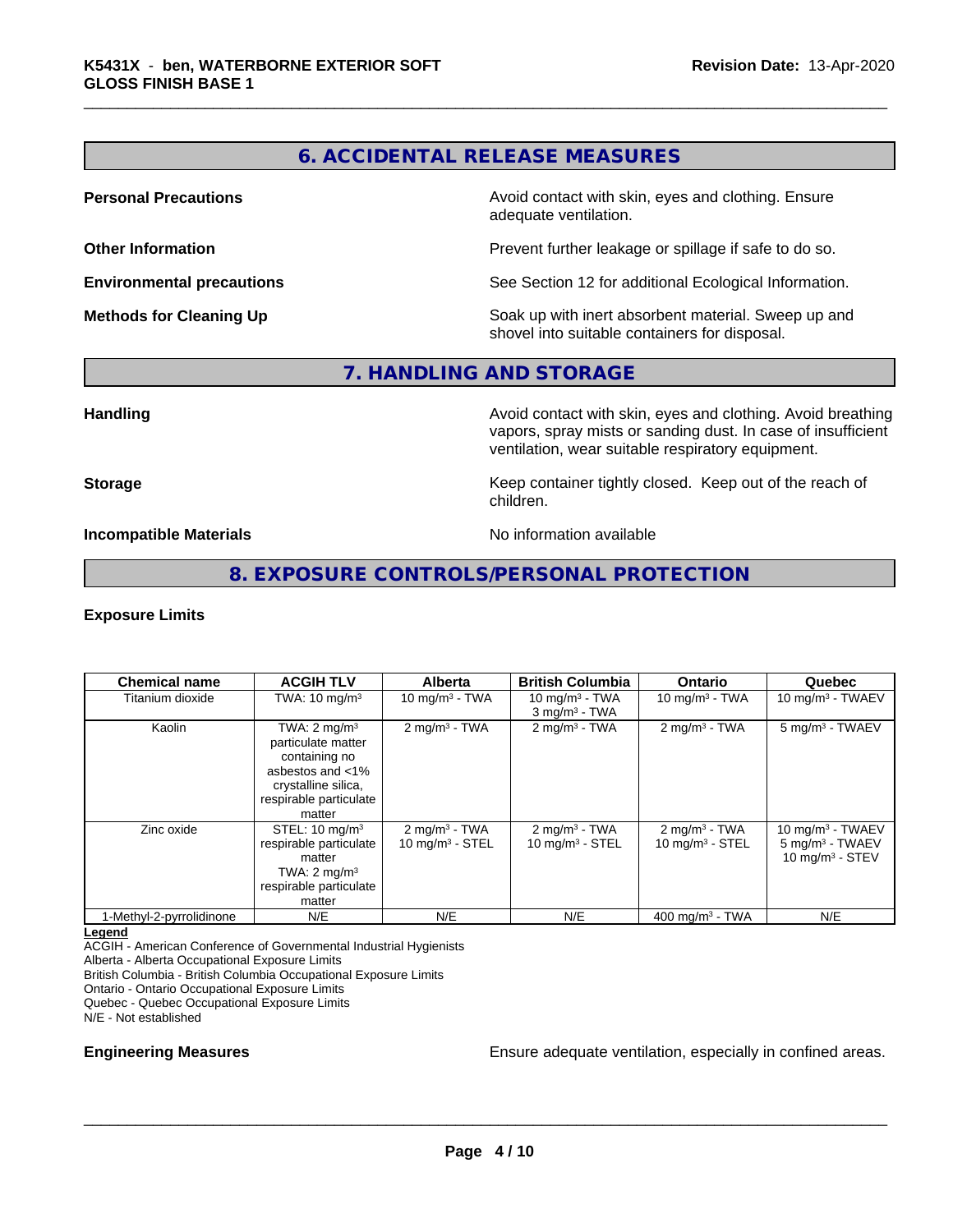## 6. ACCIDENTAL RELEASE MEASURES

**Personal Precautions** Avoid contact with skin, eyes and clothing. Ensure adequate ventilation.

**Other Information** Prevent further leakage or spillage if safe to do so.

**Environmental precautions** See Section 12 for additional Ecological Information.

**Methods for Cleaning Up** Soak up with inert absorbent material. Sweep up and shovel into suitable containers for disposal.

## 7. HANDLING AND STORAGE

**Handling** Avoid contact with skin, eyes and clothing. Avoid breathing vapors, spray mists or sanding dust. In case of insufficient ventilation, wear suitable respiratory equipment.

**Storage** Keep container tightly closed. Keep out of the reach of children.

**Incompatible Materials** No information available

## 8. EXPOSURE CONTROLS/PERSONAL PROTECTION

**Exposure Limits**

| Chemical name | ACGIH TLV | Alberta | British Columbia | Ontario | Quebec |
|---|---|---|---|---|---|
| Titanium dioxide | TWA: 10 mg/m³ | 10 mg/m³ - TWA | 10 mg/m³ - TWA<br>3 mg/m³ - TWA | 10 mg/m³ - TWA | 10 mg/m³ - TWAEV |
| Kaolin | TWA: 2 mg/m³ particulate matter containing no asbestos and <1% crystalline silica, respirable particulate matter | 2 mg/m³ - TWA | 2 mg/m³ - TWA | 2 mg/m³ - TWA | 5 mg/m³ - TWAEV |
| Zinc oxide | STEL: 10 mg/m³ respirable particulate matter<br>TWA: 2 mg/m³ respirable particulate matter | 2 mg/m³ - TWA<br>10 mg/m³ - STEL | 2 mg/m³ - TWA<br>10 mg/m³ - STEL | 2 mg/m³ - TWA<br>10 mg/m³ - STEL | 10 mg/m³ - TWAEV<br>5 mg/m³ - TWAEV<br>10 mg/m³ - STEV |
| 1-Methyl-2-pyrrolidinone | N/E | N/E | N/E | 400 mg/m³ - TWA | N/E |

**Legend**
ACGIH - American Conference of Governmental Industrial Hygienists
Alberta - Alberta Occupational Exposure Limits
British Columbia - British Columbia Occupational Exposure Limits
Ontario - Ontario Occupational Exposure Limits
Quebec - Quebec Occupational Exposure Limits
N/E - Not established

**Engineering Measures** Ensure adequate ventilation, especially in confined areas.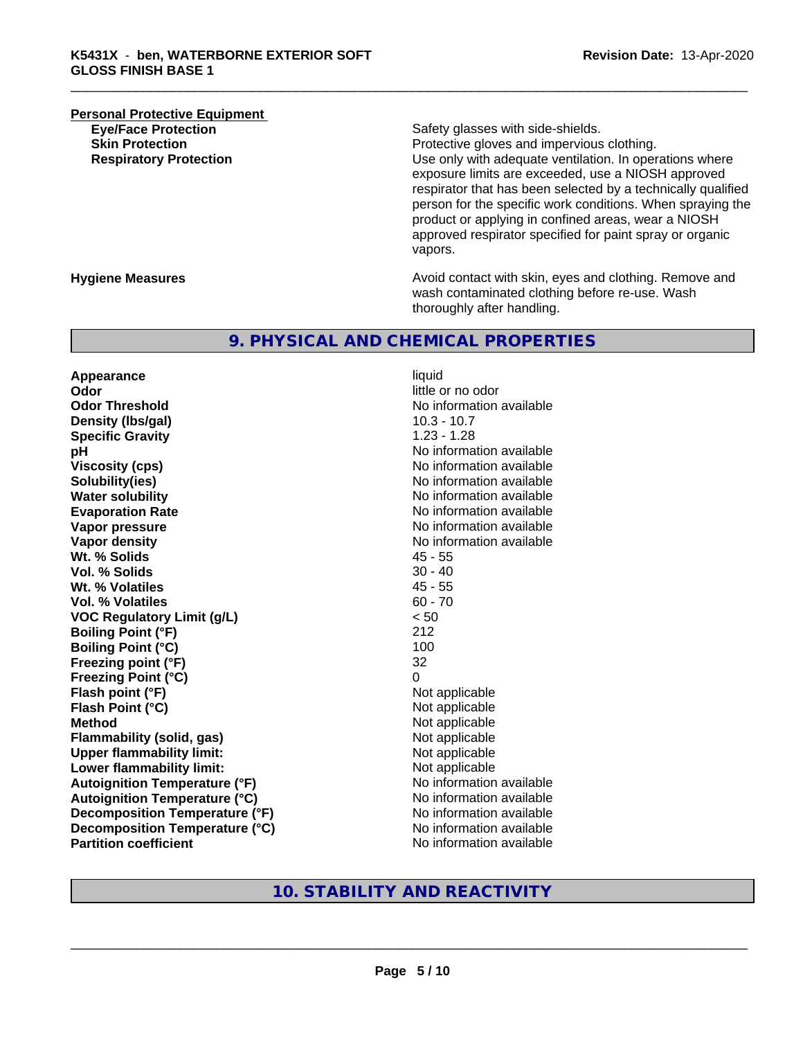**Personal Protective Equipment**

| | |
|---|---|
| **Eye/Face Protection** | Safety glasses with side-shields. |
| **Skin Protection** | Protective gloves and impervious clothing. |
| **Respiratory Protection** | Use only with adequate ventilation. In operations where exposure limits are exceeded, use a NIOSH approved respirator that has been selected by a technically qualified person for the specific work conditions. When spraying the product or applying in confined areas, wear a NIOSH approved respirator specified for paint spray or organic vapors. |

| | |
|---|---|
| **Hygiene Measures** | Avoid contact with skin, eyes and clothing. Remove and wash contaminated clothing before re-use. Wash thoroughly after handling. |

## 9. PHYSICAL AND CHEMICAL PROPERTIES

| | |
|---|---|
| **Appearance** | liquid |
| **Odor** | little or no odor |
| **Odor Threshold** | No information available |
| **Density (lbs/gal)** | 10.3 - 10.7 |
| **Specific Gravity** | 1.23 - 1.28 |
| **pH** | No information available |
| **Viscosity (cps)** | No information available |
| **Solubility(ies)** | No information available |
| **Water solubility** | No information available |
| **Evaporation Rate** | No information available |
| **Vapor pressure** | No information available |
| **Vapor density** | No information available |
| **Wt. % Solids** | 45 - 55 |
| **Vol. % Solids** | 30 - 40 |
| **Wt. % Volatiles** | 45 - 55 |
| **Vol. % Volatiles** | 60 - 70 |
| **VOC Regulatory Limit (g/L)** | < 50 |
| **Boiling Point (°F)** | 212 |
| **Boiling Point (°C)** | 100 |
| **Freezing point (°F)** | 32 |
| **Freezing Point (°C)** | 0 |
| **Flash point (°F)** | Not applicable |
| **Flash Point (°C)** | Not applicable |
| **Method** | Not applicable |
| **Flammability (solid, gas)** | Not applicable |
| **Upper flammability limit:** | Not applicable |
| **Lower flammability limit:** | Not applicable |
| **Autoignition Temperature (°F)** | No information available |
| **Autoignition Temperature (°C)** | No information available |
| **Decomposition Temperature (°F)** | No information available |
| **Decomposition Temperature (°C)** | No information available |
| **Partition coefficient** | No information available |

## 10. STABILITY AND REACTIVITY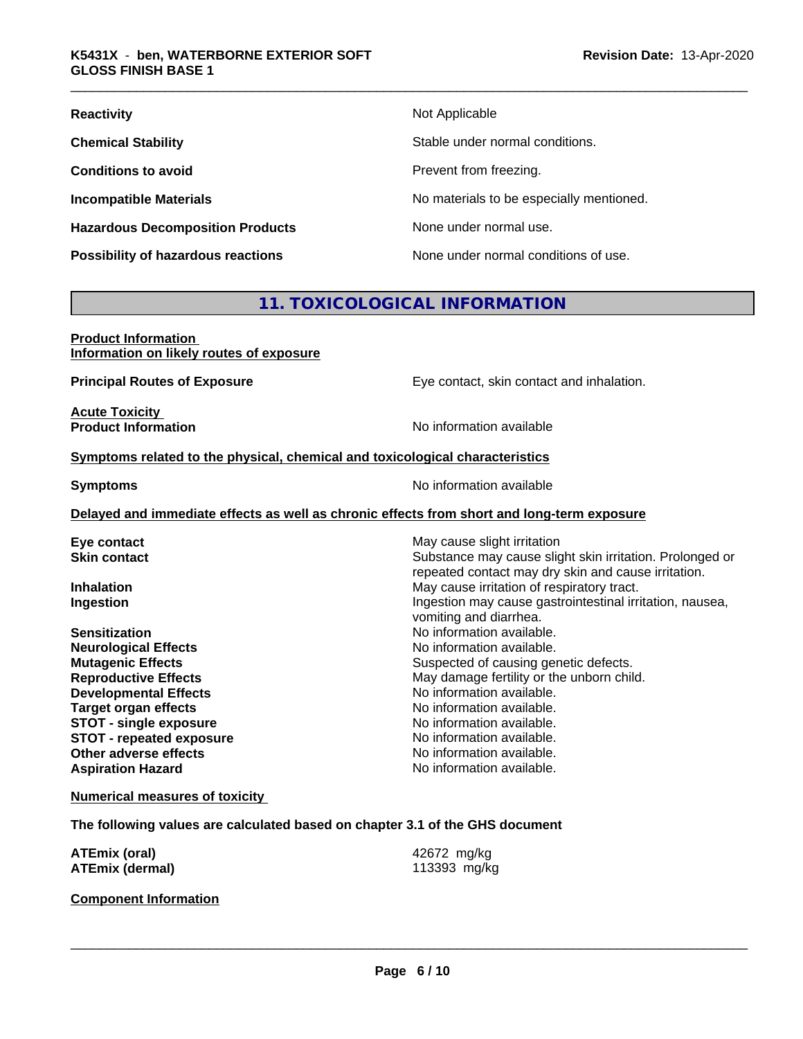| | |
|---|---|
| **Reactivity** | Not Applicable |
| **Chemical Stability** | Stable under normal conditions. |
| **Conditions to avoid** | Prevent from freezing. |
| **Incompatible Materials** | No materials to be especially mentioned. |
| **Hazardous Decomposition Products** | None under normal use. |
| **Possibility of hazardous reactions** | None under normal conditions of use. |

## 11. TOXICOLOGICAL INFORMATION

**Product Information**
**Information on likely routes of exposure**

**Principal Routes of Exposure** — Eye contact, skin contact and inhalation.

**Acute Toxicity**
**Product Information** — No information available

**Symptoms related to the physical, chemical and toxicological characteristics**

**Symptoms** — No information available

**Delayed and immediate effects as well as chronic effects from short and long-term exposure**

| | |
|---|---|
| **Eye contact** | May cause slight irritation |
| **Skin contact** | Substance may cause slight skin irritation. Prolonged or repeated contact may dry skin and cause irritation. |
| **Inhalation** | May cause irritation of respiratory tract. |
| **Ingestion** | Ingestion may cause gastrointestinal irritation, nausea, vomiting and diarrhea. |
| **Sensitization** | No information available. |
| **Neurological Effects** | No information available. |
| **Mutagenic Effects** | Suspected of causing genetic defects. |
| **Reproductive Effects** | May damage fertility or the unborn child. |
| **Developmental Effects** | No information available. |
| **Target organ effects** | No information available. |
| **STOT - single exposure** | No information available. |
| **STOT - repeated exposure** | No information available. |
| **Other adverse effects** | No information available. |
| **Aspiration Hazard** | No information available. |

**Numerical measures of toxicity**

**The following values are calculated based on chapter 3.1 of the GHS document**

| | |
|---|---|
| **ATEmix (oral)** | 42672 mg/kg |
| **ATEmix (dermal)** | 113393 mg/kg |

**Component Information**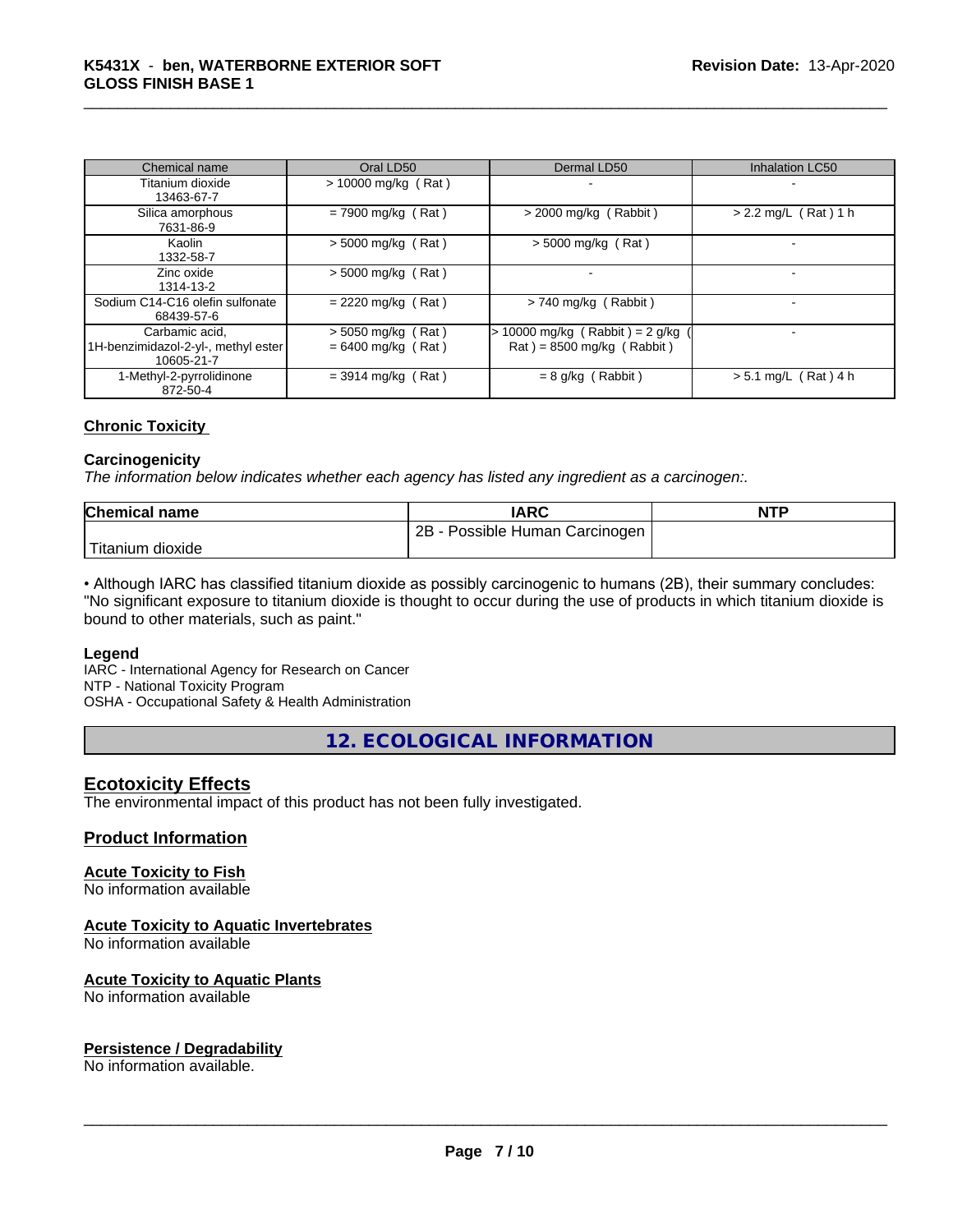| Chemical name | Oral LD50 | Dermal LD50 | Inhalation LC50 |
|---|---|---|---|
| Titanium dioxide<br>13463-67-7 | > 10000 mg/kg ( Rat ) | - | - |
| Silica amorphous<br>7631-86-9 | = 7900 mg/kg ( Rat ) | > 2000 mg/kg ( Rabbit ) | > 2.2 mg/L ( Rat ) 1 h |
| Kaolin<br>1332-58-7 | > 5000 mg/kg ( Rat ) | > 5000 mg/kg ( Rat ) | - |
| Zinc oxide<br>1314-13-2 | > 5000 mg/kg ( Rat ) | - | - |
| Sodium C14-C16 olefin sulfonate<br>68439-57-6 | = 2220 mg/kg ( Rat ) | > 740 mg/kg ( Rabbit ) | - |
| Carbamic acid, 1H-benzimidazol-2-yl-, methyl ester<br>10605-21-7 | > 5050 mg/kg ( Rat )<br>= 6400 mg/kg ( Rat ) | > 10000 mg/kg ( Rabbit ) = 2 g/kg ( Rat ) = 8500 mg/kg ( Rabbit ) | - |
| 1-Methyl-2-pyrrolidinone<br>872-50-4 | = 3914 mg/kg ( Rat ) | = 8 g/kg ( Rabbit ) | > 5.1 mg/L ( Rat ) 4 h |

## Chronic Toxicity

### Carcinogenicity

*The information below indicates whether each agency has listed any ingredient as a carcinogen:.*

| Chemical name | IARC | NTP |
|---|---|---|
| Titanium dioxide | 2B - Possible Human Carcinogen | |

• Although IARC has classified titanium dioxide as possibly carcinogenic to humans (2B), their summary concludes: "No significant exposure to titanium dioxide is thought to occur during the use of products in which titanium dioxide is bound to other materials, such as paint."

### Legend

IARC - International Agency for Research on Cancer
NTP - National Toxicity Program
OSHA - Occupational Safety & Health Administration

# 12. ECOLOGICAL INFORMATION

## Ecotoxicity Effects

The environmental impact of this product has not been fully investigated.

## Product Information

### Acute Toxicity to Fish

No information available

### Acute Toxicity to Aquatic Invertebrates

No information available

### Acute Toxicity to Aquatic Plants

No information available

### Persistence / Degradability

No information available.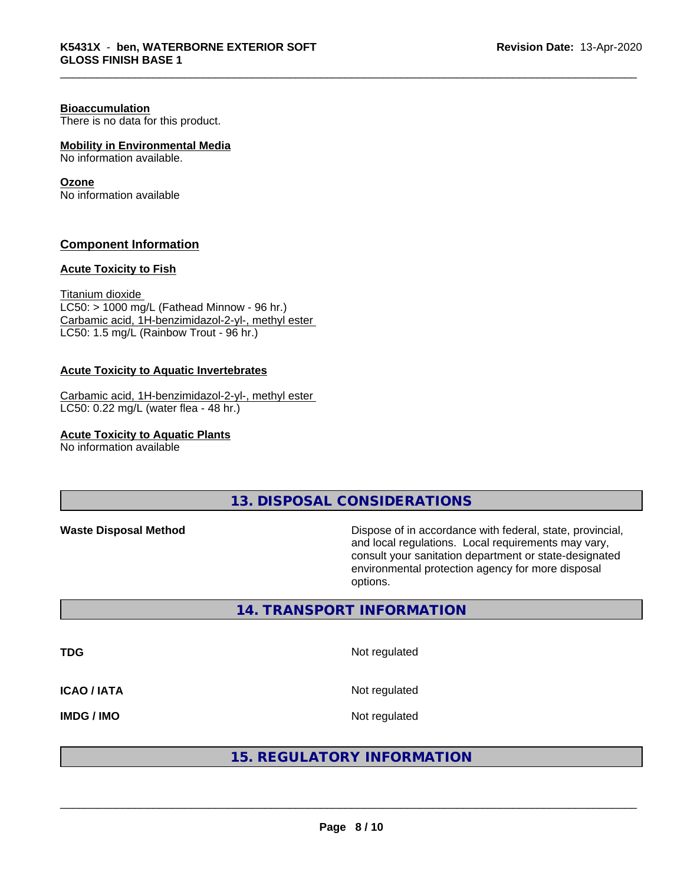**Bioaccumulation**
There is no data for this product.

**Mobility in Environmental Media**
No information available.

**Ozone**
No information available

### Component Information

**Acute Toxicity to Fish**

Titanium dioxide
LC50: > 1000 mg/L (Fathead Minnow - 96 hr.)
Carbamic acid, 1H-benzimidazol-2-yl-, methyl ester
LC50: 1.5 mg/L (Rainbow Trout - 96 hr.)

**Acute Toxicity to Aquatic Invertebrates**

Carbamic acid, 1H-benzimidazol-2-yl-, methyl ester
LC50: 0.22 mg/L (water flea - 48 hr.)

**Acute Toxicity to Aquatic Plants**
No information available

## 13. DISPOSAL CONSIDERATIONS

| | |
|---|---|
| **Waste Disposal Method** | Dispose of in accordance with federal, state, provincial, and local regulations. Local requirements may vary, consult your sanitation department or state-designated environmental protection agency for more disposal options. |

## 14. TRANSPORT INFORMATION

| | |
|---|---|
| **TDG** | Not regulated |
| **ICAO / IATA** | Not regulated |
| **IMDG / IMO** | Not regulated |

## 15. REGULATORY INFORMATION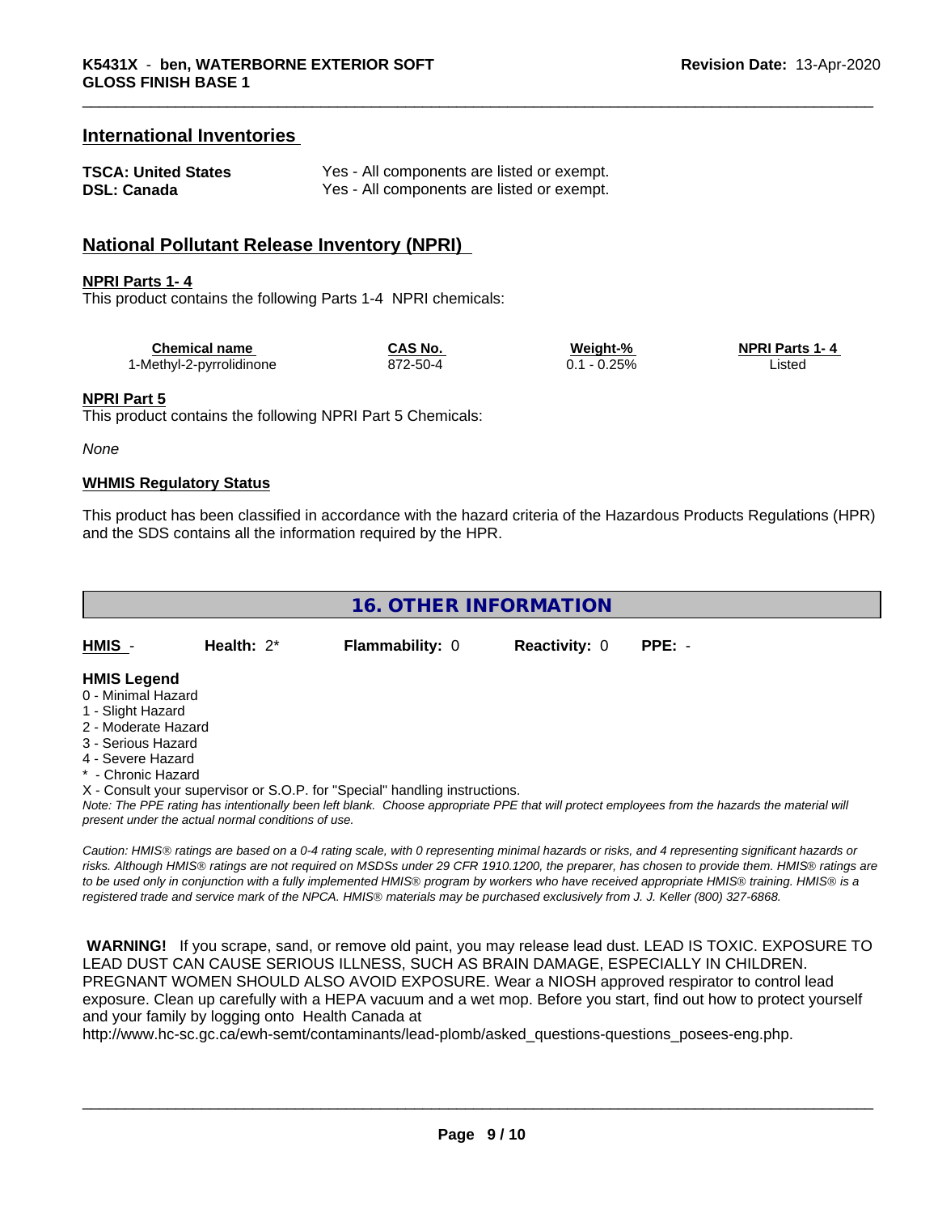## International Inventories

| | |
|---|---|
| **TSCA: United States** | Yes - All components are listed or exempt. |
| **DSL: Canada** | Yes - All components are listed or exempt. |

## National Pollutant Release Inventory (NPRI)

**NPRI Parts 1- 4**

This product contains the following Parts 1-4 NPRI chemicals:

| Chemical name | CAS No. | Weight-% | NPRI Parts 1- 4 |
|---|---|---|---|
| 1-Methyl-2-pyrrolidinone | 872-50-4 | 0.1 - 0.25% | Listed |

**NPRI Part 5**

This product contains the following NPRI Part 5 Chemicals:

*None*

**WHMIS Regulatory Status**

This product has been classified in accordance with the hazard criteria of the Hazardous Products Regulations (HPR) and the SDS contains all the information required by the HPR.

## 16. OTHER INFORMATION

| HMIS - | Health: 2* | Flammability: 0 | Reactivity: 0 | PPE: - |
|---|---|---|---|---|

**HMIS Legend**

0 - Minimal Hazard
1 - Slight Hazard
2 - Moderate Hazard
3 - Serious Hazard
4 - Severe Hazard
* - Chronic Hazard
X - Consult your supervisor or S.O.P. for "Special" handling instructions.

*Note: The PPE rating has intentionally been left blank. Choose appropriate PPE that will protect employees from the hazards the material will present under the actual normal conditions of use.*

*Caution: HMIS® ratings are based on a 0-4 rating scale, with 0 representing minimal hazards or risks, and 4 representing significant hazards or risks. Although HMIS® ratings are not required on MSDSs under 29 CFR 1910.1200, the preparer, has chosen to provide them. HMIS® ratings are to be used only in conjunction with a fully implemented HMIS® program by workers who have received appropriate HMIS® training. HMIS® is a registered trade and service mark of the NPCA. HMIS® materials may be purchased exclusively from J. J. Keller (800) 327-6868.*

**WARNING!** If you scrape, sand, or remove old paint, you may release lead dust. LEAD IS TOXIC. EXPOSURE TO LEAD DUST CAN CAUSE SERIOUS ILLNESS, SUCH AS BRAIN DAMAGE, ESPECIALLY IN CHILDREN. PREGNANT WOMEN SHOULD ALSO AVOID EXPOSURE. Wear a NIOSH approved respirator to control lead exposure. Clean up carefully with a HEPA vacuum and a wet mop. Before you start, find out how to protect yourself and your family by logging onto Health Canada at http://www.hc-sc.gc.ca/ewh-semt/contaminants/lead-plomb/asked_questions-questions_posees-eng.php.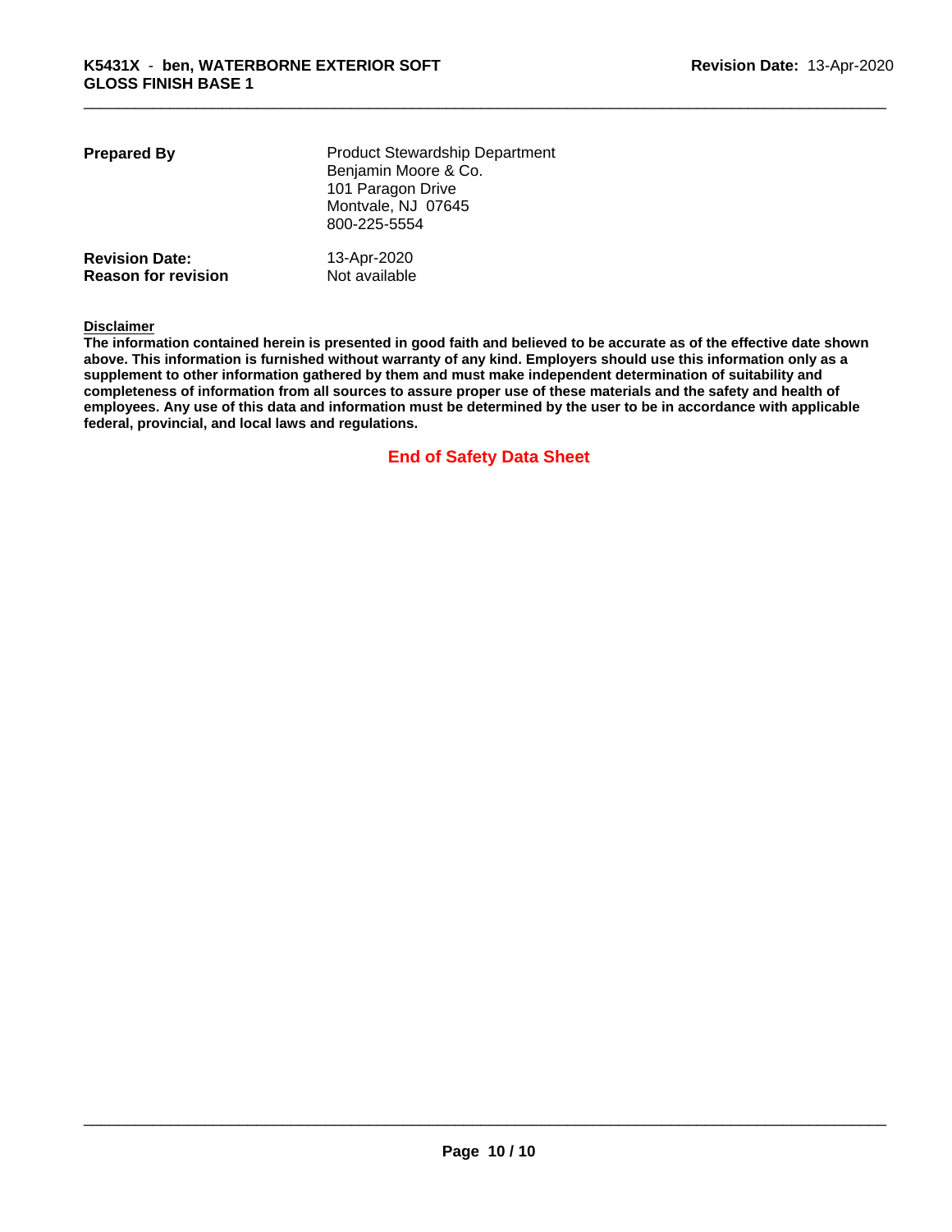| | |
|---|---|
| **Prepared By** | Product Stewardship Department<br>Benjamin Moore & Co.<br>101 Paragon Drive<br>Montvale, NJ 07645<br>800-225-5554 |
| **Revision Date:** | 13-Apr-2020 |
| **Reason for revision** | Not available |

**Disclaimer**

**The information contained herein is presented in good faith and believed to be accurate as of the effective date shown above. This information is furnished without warranty of any kind. Employers should use this information only as a supplement to other information gathered by them and must make independent determination of suitability and completeness of information from all sources to assure proper use of these materials and the safety and health of employees. Any use of this data and information must be determined by the user to be in accordance with applicable federal, provincial, and local laws and regulations.**

**End of Safety Data Sheet**